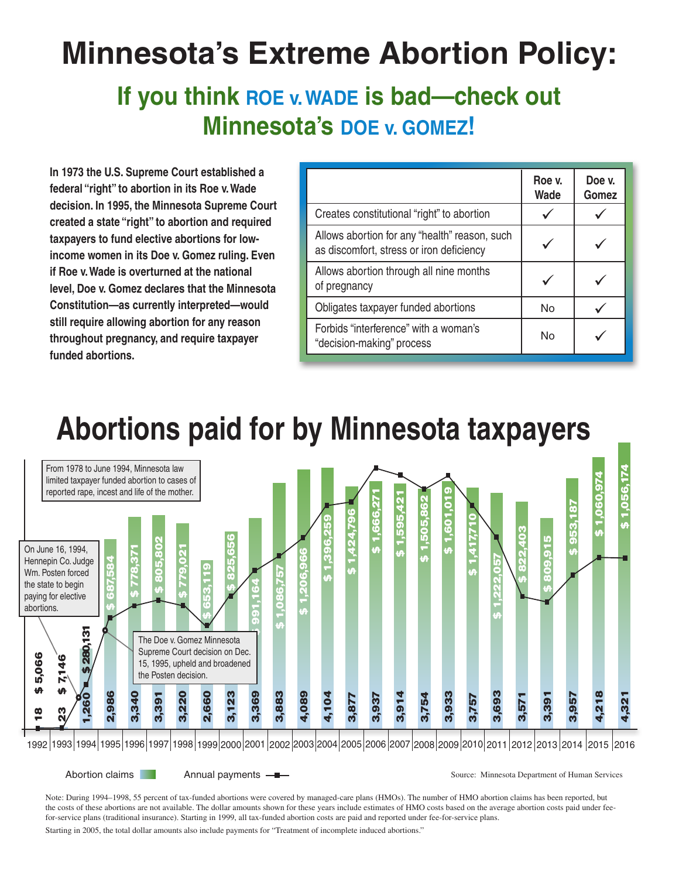# Minnesota's Extreme Abortion Policy:

## If you think ROE v. WADE is bad—check out Minnesota's DOE v. GOMEZ!

**In 1973 the U.S. Supreme Court established a federal "right" to abortion in its Roe v. Wade decision. In 1995, the Minnesota Supreme Court created a state "right" to abortion and required taxpayers to fund elective abortions for low-income women in its Doe v. Gomez ruling. Even if Roe v. Wade is overturned at the national level, Doe v. Gomez declares that the Minnesota Constitution—as currently interpreted—would still require allowing abortion for any reason throughout pregnancy, and require taxpayer funded abortions.**

| | Roe v. Wade | Doe v. Gomez |
|---|---|---|
| Creates constitutional "right" to abortion | ✓ | ✓ |
| Allows abortion for any "health" reason, such as discomfort, stress or iron deficiency | ✓ | ✓ |
| Allows abortion through all nine months of pregnancy | ✓ | ✓ |
| Obligates taxpayer funded abortions | No | ✓ |
| Forbids "interference" with a woman's "decision-making" process | No | ✓ |

## Abortions paid for by Minnesota taxpayers

From 1978 to June 1994, Minnesota law limited taxpayer funded abortion to cases of reported rape, incest and life of the mother.

On June 16, 1994, Hennepin Co. Judge Wm. Posten forced the state to begin paying for elective abortions.

The Doe v. Gomez Minnesota Supreme Court decision on Dec. 15, 1995, upheld and broadened the Posten decision.

| Year | Abortion claims | Annual payments |
|---|---|---|
| 1992 | 18 | $ 5,066 |
| 1993 | 23 | $ 7,146 |
| 1994 | 1,260 | $ 280,131 |
| 1995 | 2,986 | $ 687,584 |
| 1996 | 3,340 | $ 778,371 |
| 1997 | 3,391 | $ 805,802 |
| 1998 | 3,220 | $ 779,021 |
| 1999 | 2,660 | $ 653,119 |
| 2000 | 3,123 | $ 825,656 |
| 2001 | 3,369 | $ 991,164 |
| 2002 | 3,883 | $ 1,086,757 |
| 2003 | 4,089 | $ 1,206,966 |
| 2004 | 4,104 | $ 1,396,259 |
| 2005 | 3,877 | $ 1,424,796 |
| 2006 | 3,937 | $ 1,666,271 |
| 2007 | 3,914 | $ 1,595,421 |
| 2008 | 3,754 | $ 1,505,862 |
| 2009 | 3,933 | $ 1,601,019 |
| 2010 | 3,757 | $ 1,417,710 |
| 2011 | 3,693 | $ 1,222,057 |
| 2012 | 3,571 | $ 822,403 |
| 2013 | 3,391 | $ 809,915 |
| 2014 | 3,957 | $ 953,187 |
| 2015 | 4,218 | $ 1,060,974 |
| 2016 | 4,321 | $ 1,056,174 |

Abortion claims — Annual payments

Source: Minnesota Department of Human Services

Note: During 1994–1998, 55 percent of tax-funded abortions were covered by managed-care plans (HMOs). The number of HMO abortion claims has been reported, but the costs of these abortions are not available. The dollar amounts shown for these years include estimates of HMO costs based on the average abortion costs paid under fee-for-service plans (traditional insurance). Starting in 1999, all tax-funded abortion costs are paid and reported under fee-for-service plans.

Starting in 2005, the total dollar amounts also include payments for "Treatment of incomplete induced abortions."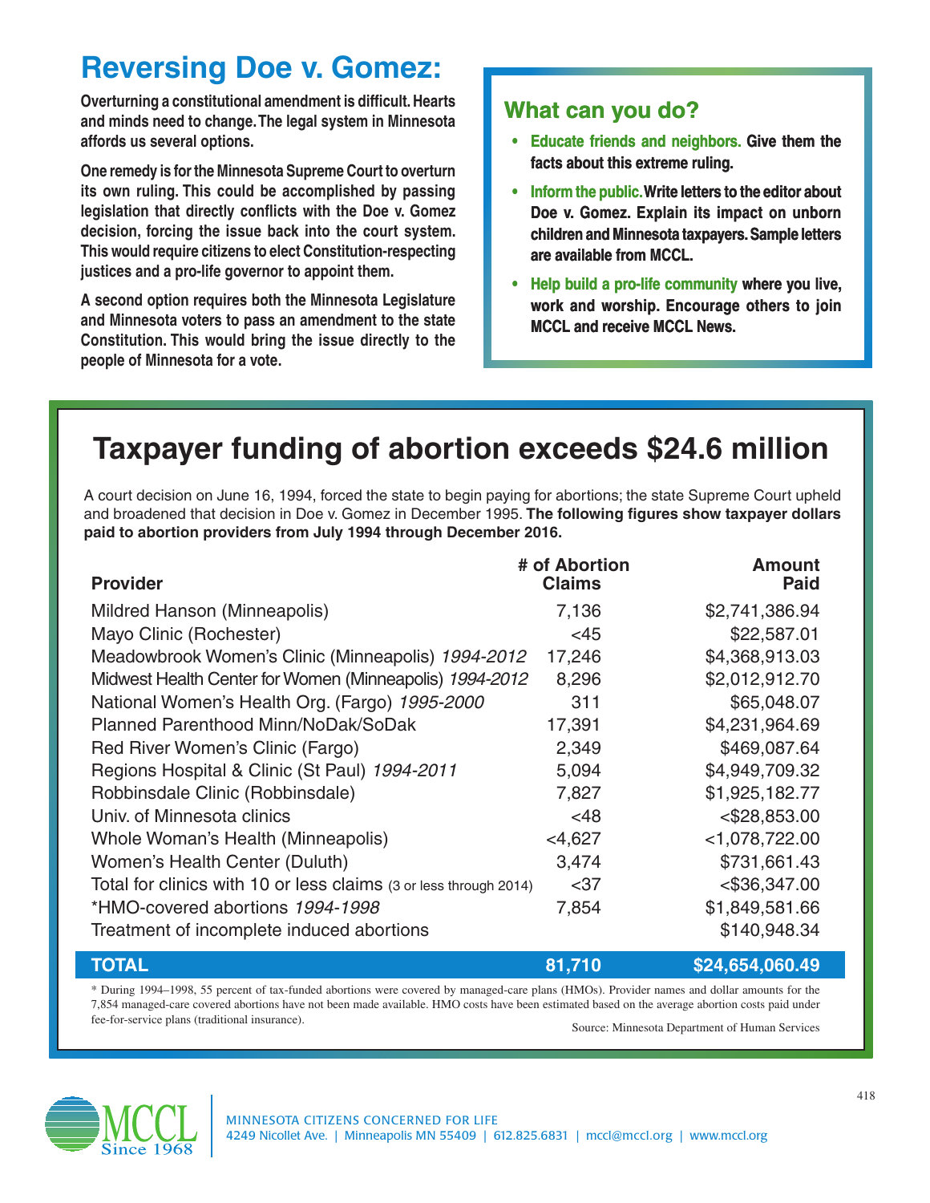# Reversing Doe v. Gomez:

**Overturning a constitutional amendment is difficult. Hearts and minds need to change. The legal system in Minnesota affords us several options.**

**One remedy is for the Minnesota Supreme Court to overturn its own ruling. This could be accomplished by passing legislation that directly conflicts with the Doe v. Gomez decision, forcing the issue back into the court system. This would require citizens to elect Constitution-respecting justices and a pro-life governor to appoint them.**

**A second option requires both the Minnesota Legislature and Minnesota voters to pass an amendment to the state Constitution. This would bring the issue directly to the people of Minnesota for a vote.**

## What can you do?

- **Educate friends and neighbors. Give them the facts about this extreme ruling.**
- **Inform the public. Write letters to the editor about Doe v. Gomez. Explain its impact on unborn children and Minnesota taxpayers. Sample letters are available from MCCL.**
- **Help build a pro-life community where you live, work and worship. Encourage others to join MCCL and receive MCCL News.**

# Taxpayer funding of abortion exceeds $24.6 million

A court decision on June 16, 1994, forced the state to begin paying for abortions; the state Supreme Court upheld and broadened that decision in Doe v. Gomez in December 1995. **The following figures show taxpayer dollars paid to abortion providers from July 1994 through December 2016.**

| Provider | # of Abortion Claims | Amount Paid |
|---|---|---|
| Mildred Hanson (Minneapolis) | 7,136 | $2,741,386.94 |
| Mayo Clinic (Rochester) | <45 | $22,587.01 |
| Meadowbrook Women's Clinic (Minneapolis) *1994-2012* | 17,246 | $4,368,913.03 |
| Midwest Health Center for Women (Minneapolis) *1994-2012* | 8,296 | $2,012,912.70 |
| National Women's Health Org. (Fargo) *1995-2000* | 311 | $65,048.07 |
| Planned Parenthood Minn/NoDak/SoDak | 17,391 | $4,231,964.69 |
| Red River Women's Clinic (Fargo) | 2,349 | $469,087.64 |
| Regions Hospital & Clinic (St Paul) *1994-2011* | 5,094 | $4,949,709.32 |
| Robbinsdale Clinic (Robbinsdale) | 7,827 | $1,925,182.77 |
| Univ. of Minnesota clinics | <48 | <$28,853.00 |
| Whole Woman's Health (Minneapolis) | <4,627 | <1,078,722.00 |
| Women's Health Center (Duluth) | 3,474 | $731,661.43 |
| Total for clinics with 10 or less claims (3 or less through 2014) | <37 | <$36,347.00 |
| *HMO-covered abortions *1994-1998* | 7,854 | $1,849,581.66 |
| Treatment of incomplete induced abortions | | $140,948.34 |
| **TOTAL** | **81,710** | **$24,654,060.49** |

* During 1994–1998, 55 percent of tax-funded abortions were covered by managed-care plans (HMOs). Provider names and dollar amounts for the 7,854 managed-care covered abortions have not been made available. HMO costs have been estimated based on the average abortion costs paid under fee-for-service plans (traditional insurance).

Source: Minnesota Department of Human Services

MCCL Since 1968

MINNESOTA CITIZENS CONCERNED FOR LIFE
4249 Nicollet Ave. | Minneapolis MN 55409 | 612.825.6831 | mccl@mccl.org | www.mccl.org